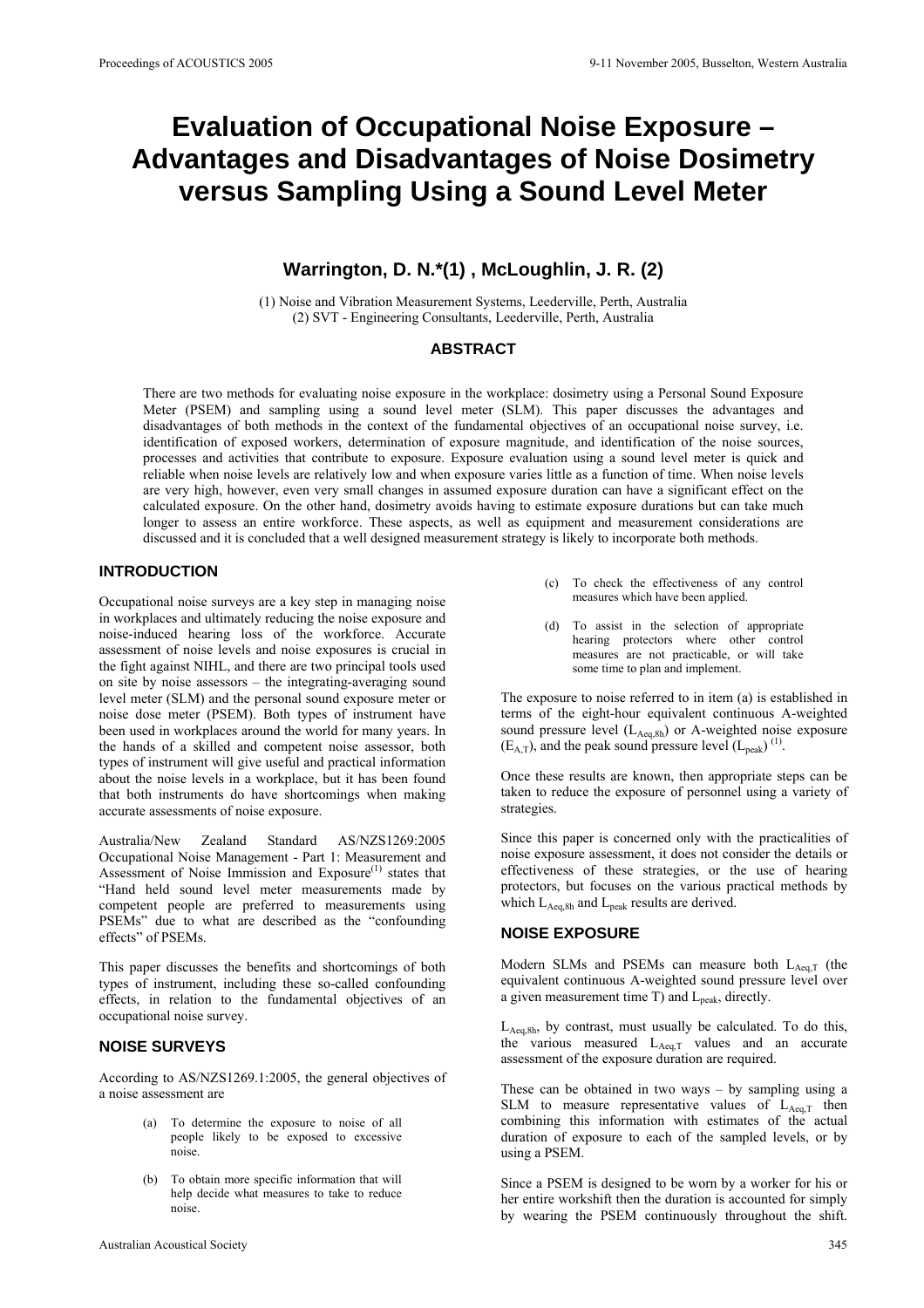# Evaluation of Occupational Noise Exposure – Advantages and Disadvantages of Noise Dosimetry versus Sampling Using a Sound Level Meter

**Warrington, D. N.*(1) , McLoughlin, J. R. (2)**

(1) Noise and Vibration Measurement Systems, Leederville, Perth, Australia
(2) SVT - Engineering Consultants, Leederville, Perth, Australia

## ABSTRACT

There are two methods for evaluating noise exposure in the workplace: dosimetry using a Personal Sound Exposure Meter (PSEM) and sampling using a sound level meter (SLM). This paper discusses the advantages and disadvantages of both methods in the context of the fundamental objectives of an occupational noise survey, i.e. identification of exposed workers, determination of exposure magnitude, and identification of the noise sources, processes and activities that contribute to exposure. Exposure evaluation using a sound level meter is quick and reliable when noise levels are relatively low and when exposure varies little as a function of time. When noise levels are very high, however, even very small changes in assumed exposure duration can have a significant effect on the calculated exposure. On the other hand, dosimetry avoids having to estimate exposure durations but can take much longer to assess an entire workforce. These aspects, as well as equipment and measurement considerations are discussed and it is concluded that a well designed measurement strategy is likely to incorporate both methods.

## INTRODUCTION

Occupational noise surveys are a key step in managing noise in workplaces and ultimately reducing the noise exposure and noise-induced hearing loss of the workforce. Accurate assessment of noise levels and noise exposures is crucial in the fight against NIHL, and there are two principal tools used on site by noise assessors – the integrating-averaging sound level meter (SLM) and the personal sound exposure meter or noise dose meter (PSEM). Both types of instrument have been used in workplaces around the world for many years. In the hands of a skilled and competent noise assessor, both types of instrument will give useful and practical information about the noise levels in a workplace, but it has been found that both instruments do have shortcomings when making accurate assessments of noise exposure.

Australia/New Zealand Standard AS/NZS1269:2005 Occupational Noise Management - Part 1: Measurement and Assessment of Noise Immission and Exposure[1] states that "Hand held sound level meter measurements made by competent people are preferred to measurements using PSEMs" due to what are described as the "confounding effects" of PSEMs.

This paper discusses the benefits and shortcomings of both types of instrument, including these so-called confounding effects, in relation to the fundamental objectives of an occupational noise survey.

## NOISE SURVEYS

According to AS/NZS1269.1:2005, the general objectives of a noise assessment are

(a) To determine the exposure to noise of all people likely to be exposed to excessive noise.

(b) To obtain more specific information that will help decide what measures to take to reduce noise.

(c) To check the effectiveness of any control measures which have been applied.

(d) To assist in the selection of appropriate hearing protectors where other control measures are not practicable, or will take some time to plan and implement.

The exposure to noise referred to in item (a) is established in terms of the eight-hour equivalent continuous A-weighted sound pressure level ($L_{Aeq,8h}$) or A-weighted noise exposure ($E_{A,T}$), and the peak sound pressure level ($L_{peak}$) [1].

Once these results are known, then appropriate steps can be taken to reduce the exposure of personnel using a variety of strategies.

Since this paper is concerned only with the practicalities of noise exposure assessment, it does not consider the details or effectiveness of these strategies, or the use of hearing protectors, but focuses on the various practical methods by which $L_{Aeq,8h}$ and $L_{peak}$ results are derived.

## NOISE EXPOSURE

Modern SLMs and PSEMs can measure both $L_{Aeq,T}$ (the equivalent continuous A-weighted sound pressure level over a given measurement time T) and $L_{peak}$, directly.

$L_{Aeq,8h}$, by contrast, must usually be calculated. To do this, the various measured $L_{Aeq,T}$ values and an accurate assessment of the exposure duration are required.

These can be obtained in two ways – by sampling using a SLM to measure representative values of $L_{Aeq,T}$ then combining this information with estimates of the actual duration of exposure to each of the sampled levels, or by using a PSEM.

Since a PSEM is designed to be worn by a worker for his or her entire workshift then the duration is accounted for simply by wearing the PSEM continuously throughout the shift.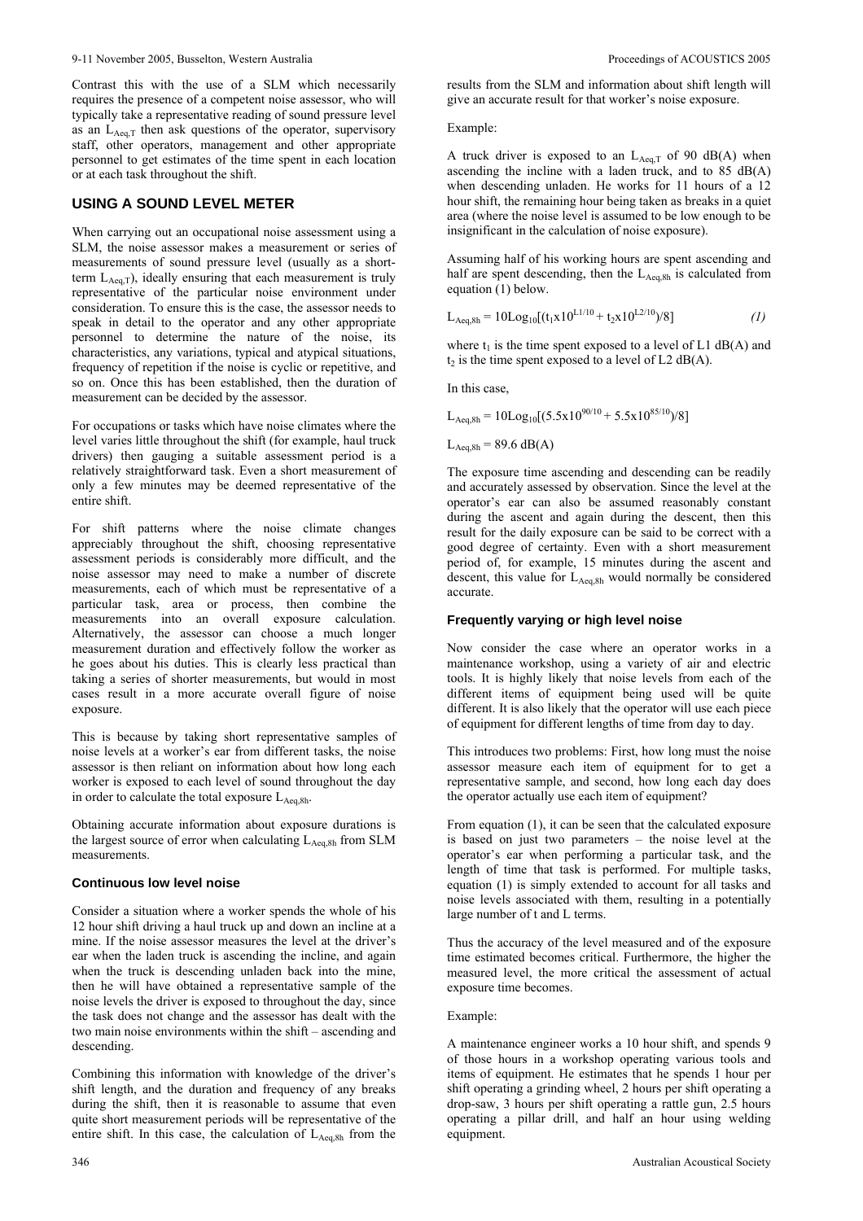Contrast this with the use of a SLM which necessarily requires the presence of a competent noise assessor, who will typically take a representative reading of sound pressure level as an $L_{Aeq,T}$ then ask questions of the operator, supervisory staff, other operators, management and other appropriate personnel to get estimates of the time spent in each location or at each task throughout the shift.

## USING A SOUND LEVEL METER

When carrying out an occupational noise assessment using a SLM, the noise assessor makes a measurement or series of measurements of sound pressure level (usually as a short-term $L_{Aeq,T}$), ideally ensuring that each measurement is truly representative of the particular noise environment under consideration. To ensure this is the case, the assessor needs to speak in detail to the operator and any other appropriate personnel to determine the nature of the noise, its characteristics, any variations, typical and atypical situations, frequency of repetition if the noise is cyclic or repetitive, and so on. Once this has been established, then the duration of measurement can be decided by the assessor.

For occupations or tasks which have noise climates where the level varies little throughout the shift (for example, haul truck drivers) then gauging a suitable assessment period is a relatively straightforward task. Even a short measurement of only a few minutes may be deemed representative of the entire shift.

For shift patterns where the noise climate changes appreciably throughout the shift, choosing representative assessment periods is considerably more difficult, and the noise assessor may need to make a number of discrete measurements, each of which must be representative of a particular task, area or process, then combine the measurements into an overall exposure calculation. Alternatively, the assessor can choose a much longer measurement duration and effectively follow the worker as he goes about his duties. This is clearly less practical than taking a series of shorter measurements, but would in most cases result in a more accurate overall figure of noise exposure.

This is because by taking short representative samples of noise levels at a worker's ear from different tasks, the noise assessor is then reliant on information about how long each worker is exposed to each level of sound throughout the day in order to calculate the total exposure $L_{Aeq,8h}$.

Obtaining accurate information about exposure durations is the largest source of error when calculating $L_{Aeq,8h}$ from SLM measurements.

### Continuous low level noise

Consider a situation where a worker spends the whole of his 12 hour shift driving a haul truck up and down an incline at a mine. If the noise assessor measures the level at the driver's ear when the laden truck is ascending the incline, and again when the truck is descending unladen back into the mine, then he will have obtained a representative sample of the noise levels the driver is exposed to throughout the day, since the task does not change and the assessor has dealt with the two main noise environments within the shift – ascending and descending.

Combining this information with knowledge of the driver's shift length, and the duration and frequency of any breaks during the shift, then it is reasonable to assume that even quite short measurement periods will be representative of the entire shift. In this case, the calculation of $L_{Aeq,8h}$ from the results from the SLM and information about shift length will give an accurate result for that worker's noise exposure.

Example:

A truck driver is exposed to an $L_{Aeq,T}$ of 90 dB(A) when ascending the incline with a laden truck, and to 85 dB(A) when descending unladen. He works for 11 hours of a 12 hour shift, the remaining hour being taken as breaks in a quiet area (where the noise level is assumed to be low enough to be insignificant in the calculation of noise exposure).

Assuming half of his working hours are spent ascending and half are spent descending, then the $L_{Aeq,8h}$ is calculated from equation (1) below.

$$L_{Aeq,8h} = 10\mathrm{Log}_{10}[(t_1 \mathrm{x} 10^{L1/10} + t_2 \mathrm{x} 10^{L2/10})/8] \qquad (1)$$

where $t_1$ is the time spent exposed to a level of L1 dB(A) and $t_2$ is the time spent exposed to a level of L2 dB(A).

In this case,

$$L_{Aeq,8h} = 10\mathrm{Log}_{10}[(5.5 \mathrm{x} 10^{90/10} + 5.5 \mathrm{x} 10^{85/10})/8]$$

$$L_{Aeq,8h} = 89.6 \text{ dB(A)}$$

The exposure time ascending and descending can be readily and accurately assessed by observation. Since the level at the operator's ear can also be assumed reasonably constant during the ascent and again during the descent, then this result for the daily exposure can be said to be correct with a good degree of certainty. Even with a short measurement period of, for example, 15 minutes during the ascent and descent, this value for $L_{Aeq,8h}$ would normally be considered accurate.

### Frequently varying or high level noise

Now consider the case where an operator works in a maintenance workshop, using a variety of air and electric tools. It is highly likely that noise levels from each of the different items of equipment being used will be quite different. It is also likely that the operator will use each piece of equipment for different lengths of time from day to day.

This introduces two problems: First, how long must the noise assessor measure each item of equipment for to get a representative sample, and second, how long each day does the operator actually use each item of equipment?

From equation (1), it can be seen that the calculated exposure is based on just two parameters – the noise level at the operator's ear when performing a particular task, and the length of time that task is performed. For multiple tasks, equation (1) is simply extended to account for all tasks and noise levels associated with them, resulting in a potentially large number of t and L terms.

Thus the accuracy of the level measured and of the exposure time estimated becomes critical. Furthermore, the higher the measured level, the more critical the assessment of actual exposure time becomes.

Example:

A maintenance engineer works a 10 hour shift, and spends 9 of those hours in a workshop operating various tools and items of equipment. He estimates that he spends 1 hour per shift operating a grinding wheel, 2 hours per shift operating a drop-saw, 3 hours per shift operating a rattle gun, 2.5 hours operating a pillar drill, and half an hour using welding equipment.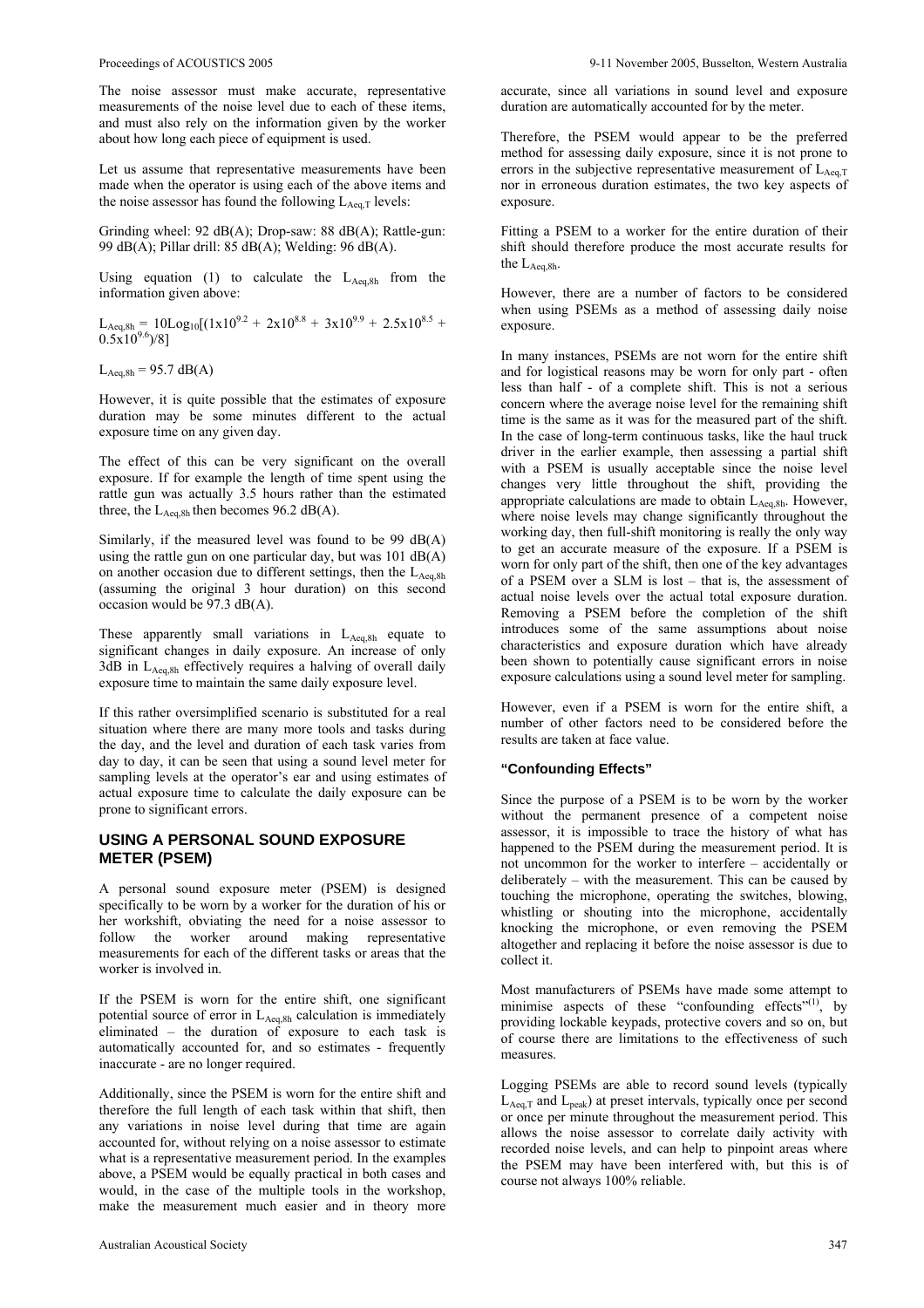The noise assessor must make accurate, representative measurements of the noise level due to each of these items, and must also rely on the information given by the worker about how long each piece of equipment is used.

Let us assume that representative measurements have been made when the operator is using each of the above items and the noise assessor has found the following $L_{Aeq,T}$ levels:

Grinding wheel: 92 dB(A); Drop-saw: 88 dB(A); Rattle-gun: 99 dB(A); Pillar drill: 85 dB(A); Welding: 96 dB(A).

Using equation (1) to calculate the $L_{Aeq,8h}$ from the information given above:

$$L_{Aeq,8h} = 10Log_{10}[(1x10^{9.2} + 2x10^{8.8} + 3x10^{9.9} + 2.5x10^{8.5} + 0.5x10^{9.6})/8]$$

$$L_{Aeq,8h} = 95.7 \text{ dB(A)}$$

However, it is quite possible that the estimates of exposure duration may be some minutes different to the actual exposure time on any given day.

The effect of this can be very significant on the overall exposure. If for example the length of time spent using the rattle gun was actually 3.5 hours rather than the estimated three, the $L_{Aeq,8h}$ then becomes 96.2 dB(A).

Similarly, if the measured level was found to be 99 dB(A) using the rattle gun on one particular day, but was 101 dB(A) on another occasion due to different settings, then the $L_{Aeq,8h}$ (assuming the original 3 hour duration) on this second occasion would be 97.3 dB(A).

These apparently small variations in $L_{Aeq,8h}$ equate to significant changes in daily exposure. An increase of only 3dB in $L_{Aeq,8h}$ effectively requires a halving of overall daily exposure time to maintain the same daily exposure level.

If this rather oversimplified scenario is substituted for a real situation where there are many more tools and tasks during the day, and the level and duration of each task varies from day to day, it can be seen that using a sound level meter for sampling levels at the operator's ear and using estimates of actual exposure time to calculate the daily exposure can be prone to significant errors.

## USING A PERSONAL SOUND EXPOSURE METER (PSEM)

A personal sound exposure meter (PSEM) is designed specifically to be worn by a worker for the duration of his or her workshift, obviating the need for a noise assessor to follow the worker around making representative measurements for each of the different tasks or areas that the worker is involved in.

If the PSEM is worn for the entire shift, one significant potential source of error in $L_{Aeq,8h}$ calculation is immediately eliminated – the duration of exposure to each task is automatically accounted for, and so estimates - frequently inaccurate - are no longer required.

Additionally, since the PSEM is worn for the entire shift and therefore the full length of each task within that shift, then any variations in noise level during that time are again accounted for, without relying on a noise assessor to estimate what is a representative measurement period. In the examples above, a PSEM would be equally practical in both cases and would, in the case of the multiple tools in the workshop, make the measurement much easier and in theory more accurate, since all variations in sound level and exposure duration are automatically accounted for by the meter.

Therefore, the PSEM would appear to be the preferred method for assessing daily exposure, since it is not prone to errors in the subjective representative measurement of $L_{Aeq,T}$ nor in erroneous duration estimates, the two key aspects of exposure.

Fitting a PSEM to a worker for the entire duration of their shift should therefore produce the most accurate results for the $L_{Aeq,8h}$.

However, there are a number of factors to be considered when using PSEMs as a method of assessing daily noise exposure.

In many instances, PSEMs are not worn for the entire shift and for logistical reasons may be worn for only part - often less than half - of a complete shift. This is not a serious concern where the average noise level for the remaining shift time is the same as it was for the measured part of the shift. In the case of long-term continuous tasks, like the haul truck driver in the earlier example, then assessing a partial shift with a PSEM is usually acceptable since the noise level changes very little throughout the shift, providing the appropriate calculations are made to obtain $L_{Aeq,8h}$. However, where noise levels may change significantly throughout the working day, then full-shift monitoring is really the only way to get an accurate measure of the exposure. If a PSEM is worn for only part of the shift, then one of the key advantages of a PSEM over a SLM is lost – that is, the assessment of actual noise levels over the actual total exposure duration. Removing a PSEM before the completion of the shift introduces some of the same assumptions about noise characteristics and exposure duration which have already been shown to potentially cause significant errors in noise exposure calculations using a sound level meter for sampling.

However, even if a PSEM is worn for the entire shift, a number of other factors need to be considered before the results are taken at face value.

### "Confounding Effects"

Since the purpose of a PSEM is to be worn by the worker without the permanent presence of a competent noise assessor, it is impossible to trace the history of what has happened to the PSEM during the measurement period. It is not uncommon for the worker to interfere – accidentally or deliberately – with the measurement. This can be caused by touching the microphone, operating the switches, blowing, whistling or shouting into the microphone, accidentally knocking the microphone, or even removing the PSEM altogether and replacing it before the noise assessor is due to collect it.

Most manufacturers of PSEMs have made some attempt to minimise aspects of these "confounding effects"[1], by providing lockable keypads, protective covers and so on, but of course there are limitations to the effectiveness of such measures.

Logging PSEMs are able to record sound levels (typically $L_{Aeq,T}$ and $L_{peak}$) at preset intervals, typically once per second or once per minute throughout the measurement period. This allows the noise assessor to correlate daily activity with recorded noise levels, and can help to pinpoint areas where the PSEM may have been interfered with, but this is of course not always 100% reliable.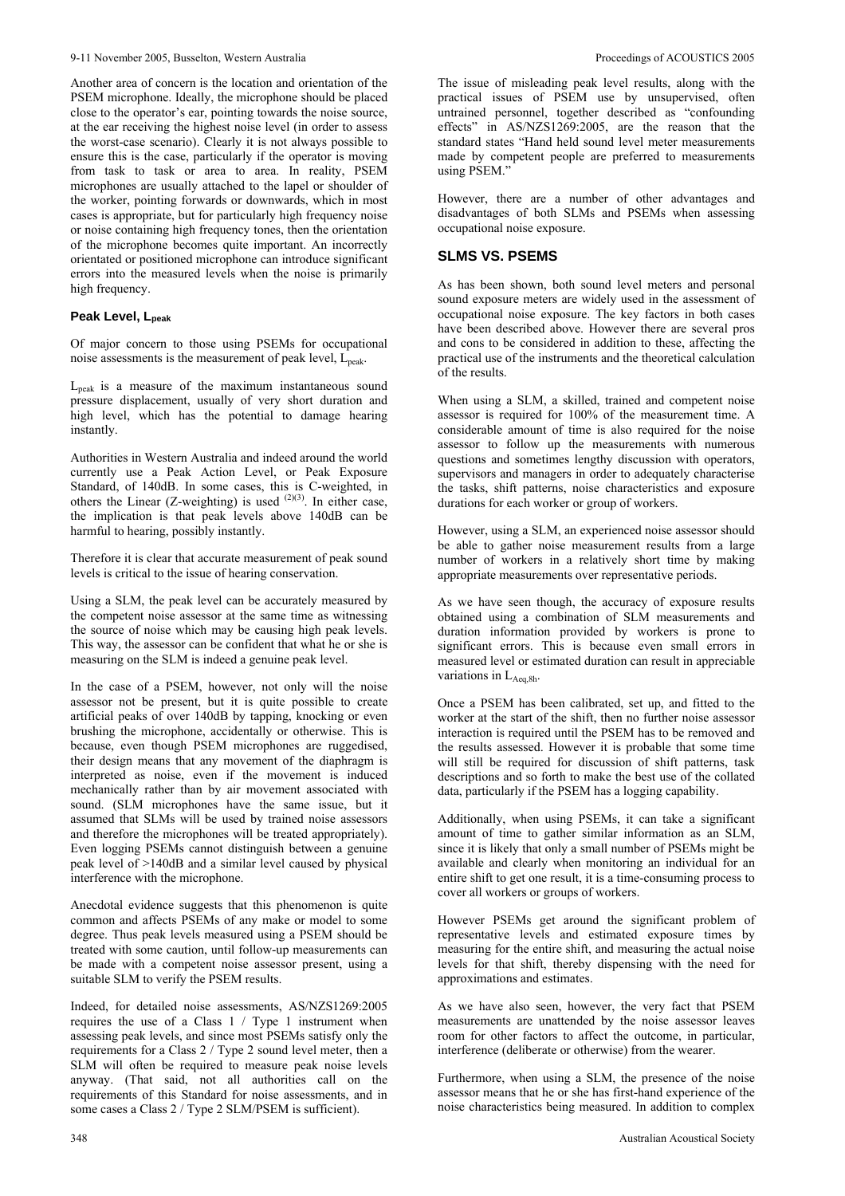Another area of concern is the location and orientation of the PSEM microphone. Ideally, the microphone should be placed close to the operator's ear, pointing towards the noise source, at the ear receiving the highest noise level (in order to assess the worst-case scenario). Clearly it is not always possible to ensure this is the case, particularly if the operator is moving from task to task or area to area. In reality, PSEM microphones are usually attached to the lapel or shoulder of the worker, pointing forwards or downwards, which in most cases is appropriate, but for particularly high frequency noise or noise containing high frequency tones, then the orientation of the microphone becomes quite important. An incorrectly orientated or positioned microphone can introduce significant errors into the measured levels when the noise is primarily high frequency.

### Peak Level, $L_{peak}$

Of major concern to those using PSEMs for occupational noise assessments is the measurement of peak level, $L_{peak}$.

$L_{peak}$ is a measure of the maximum instantaneous sound pressure displacement, usually of very short duration and high level, which has the potential to damage hearing instantly.

Authorities in Western Australia and indeed around the world currently use a Peak Action Level, or Peak Exposure Standard, of 140dB. In some cases, this is C-weighted, in others the Linear (Z-weighting) is used [(2)(3)]. In either case, the implication is that peak levels above 140dB can be harmful to hearing, possibly instantly.

Therefore it is clear that accurate measurement of peak sound levels is critical to the issue of hearing conservation.

Using a SLM, the peak level can be accurately measured by the competent noise assessor at the same time as witnessing the source of noise which may be causing high peak levels. This way, the assessor can be confident that what he or she is measuring on the SLM is indeed a genuine peak level.

In the case of a PSEM, however, not only will the noise assessor not be present, but it is quite possible to create artificial peaks of over 140dB by tapping, knocking or even brushing the microphone, accidentally or otherwise. This is because, even though PSEM microphones are ruggedised, their design means that any movement of the diaphragm is interpreted as noise, even if the movement is induced mechanically rather than by air movement associated with sound. (SLM microphones have the same issue, but it assumed that SLMs will be used by trained noise assessors and therefore the microphones will be treated appropriately). Even logging PSEMs cannot distinguish between a genuine peak level of >140dB and a similar level caused by physical interference with the microphone.

Anecdotal evidence suggests that this phenomenon is quite common and affects PSEMs of any make or model to some degree. Thus peak levels measured using a PSEM should be treated with some caution, until follow-up measurements can be made with a competent noise assessor present, using a suitable SLM to verify the PSEM results.

Indeed, for detailed noise assessments, AS/NZS1269:2005 requires the use of a Class 1 / Type 1 instrument when assessing peak levels, and since most PSEMs satisfy only the requirements for a Class 2 / Type 2 sound level meter, then a SLM will often be required to measure peak noise levels anyway. (That said, not all authorities call on the requirements of this Standard for noise assessments, and in some cases a Class 2 / Type 2 SLM/PSEM is sufficient).

The issue of misleading peak level results, along with the practical issues of PSEM use by unsupervised, often untrained personnel, together described as "confounding effects" in AS/NZS1269:2005, are the reason that the standard states "Hand held sound level meter measurements made by competent people are preferred to measurements using PSEM."

However, there are a number of other advantages and disadvantages of both SLMs and PSEMs when assessing occupational noise exposure.

## SLMS VS. PSEMS

As has been shown, both sound level meters and personal sound exposure meters are widely used in the assessment of occupational noise exposure. The key factors in both cases have been described above. However there are several pros and cons to be considered in addition to these, affecting the practical use of the instruments and the theoretical calculation of the results.

When using a SLM, a skilled, trained and competent noise assessor is required for 100% of the measurement time. A considerable amount of time is also required for the noise assessor to follow up the measurements with numerous questions and sometimes lengthy discussion with operators, supervisors and managers in order to adequately characterise the tasks, shift patterns, noise characteristics and exposure durations for each worker or group of workers.

However, using a SLM, an experienced noise assessor should be able to gather noise measurement results from a large number of workers in a relatively short time by making appropriate measurements over representative periods.

As we have seen though, the accuracy of exposure results obtained using a combination of SLM measurements and duration information provided by workers is prone to significant errors. This is because even small errors in measured level or estimated duration can result in appreciable variations in $L_{Aeq,8h}$.

Once a PSEM has been calibrated, set up, and fitted to the worker at the start of the shift, then no further noise assessor interaction is required until the PSEM has to be removed and the results assessed. However it is probable that some time will still be required for discussion of shift patterns, task descriptions and so forth to make the best use of the collated data, particularly if the PSEM has a logging capability.

Additionally, when using PSEMs, it can take a significant amount of time to gather similar information as an SLM, since it is likely that only a small number of PSEMs might be available and clearly when monitoring an individual for an entire shift to get one result, it is a time-consuming process to cover all workers or groups of workers.

However PSEMs get around the significant problem of representative levels and estimated exposure times by measuring for the entire shift, and measuring the actual noise levels for that shift, thereby dispensing with the need for approximations and estimates.

As we have also seen, however, the very fact that PSEM measurements are unattended by the noise assessor leaves room for other factors to affect the outcome, in particular, interference (deliberate or otherwise) from the wearer.

Furthermore, when using a SLM, the presence of the noise assessor means that he or she has first-hand experience of the noise characteristics being measured. In addition to complex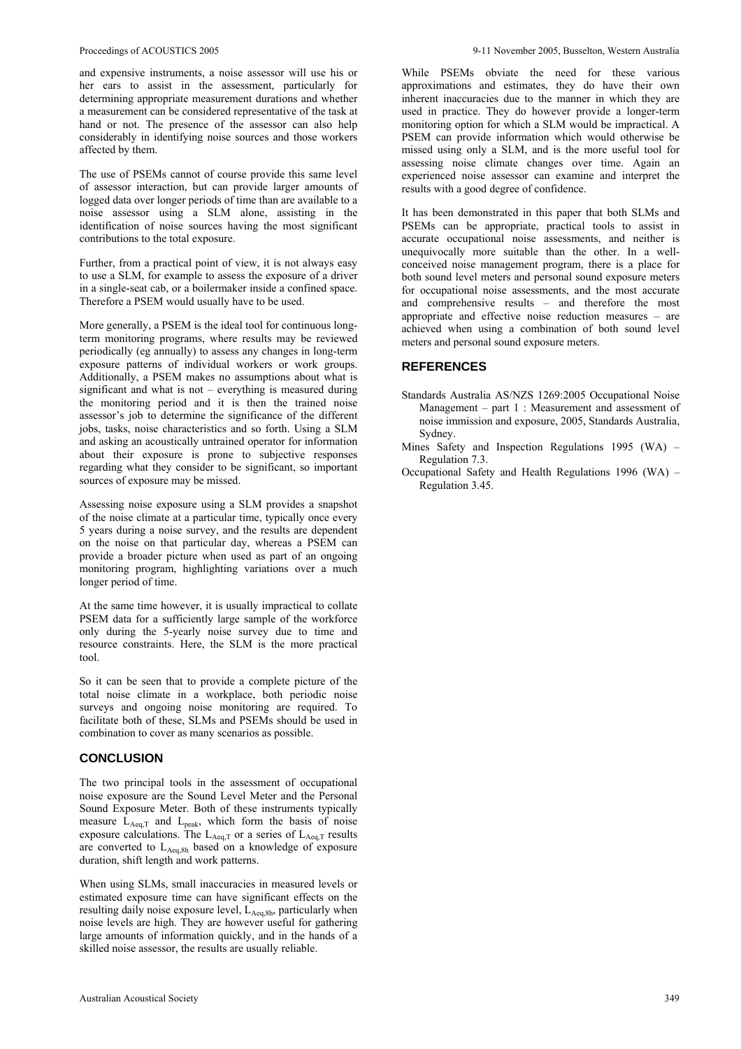and expensive instruments, a noise assessor will use his or her ears to assist in the assessment, particularly for determining appropriate measurement durations and whether a measurement can be considered representative of the task at hand or not. The presence of the assessor can also help considerably in identifying noise sources and those workers affected by them.

The use of PSEMs cannot of course provide this same level of assessor interaction, but can provide larger amounts of logged data over longer periods of time than are available to a noise assessor using a SLM alone, assisting in the identification of noise sources having the most significant contributions to the total exposure.

Further, from a practical point of view, it is not always easy to use a SLM, for example to assess the exposure of a driver in a single-seat cab, or a boilermaker inside a confined space. Therefore a PSEM would usually have to be used.

More generally, a PSEM is the ideal tool for continuous long-term monitoring programs, where results may be reviewed periodically (eg annually) to assess any changes in long-term exposure patterns of individual workers or work groups. Additionally, a PSEM makes no assumptions about what is significant and what is not – everything is measured during the monitoring period and it is then the trained noise assessor's job to determine the significance of the different jobs, tasks, noise characteristics and so forth. Using a SLM and asking an acoustically untrained operator for information about their exposure is prone to subjective responses regarding what they consider to be significant, so important sources of exposure may be missed.

Assessing noise exposure using a SLM provides a snapshot of the noise climate at a particular time, typically once every 5 years during a noise survey, and the results are dependent on the noise on that particular day, whereas a PSEM can provide a broader picture when used as part of an ongoing monitoring program, highlighting variations over a much longer period of time.

At the same time however, it is usually impractical to collate PSEM data for a sufficiently large sample of the workforce only during the 5-yearly noise survey due to time and resource constraints. Here, the SLM is the more practical tool.

So it can be seen that to provide a complete picture of the total noise climate in a workplace, both periodic noise surveys and ongoing noise monitoring are required. To facilitate both of these, SLMs and PSEMs should be used in combination to cover as many scenarios as possible.

## CONCLUSION

The two principal tools in the assessment of occupational noise exposure are the Sound Level Meter and the Personal Sound Exposure Meter. Both of these instruments typically measure $L_{Aeq,T}$ and $L_{peak}$, which form the basis of noise exposure calculations. The $L_{Aeq,T}$ or a series of $L_{Aeq,T}$ results are converted to $L_{Aeq,8h}$ based on a knowledge of exposure duration, shift length and work patterns.

When using SLMs, small inaccuracies in measured levels or estimated exposure time can have significant effects on the resulting daily noise exposure level, $L_{Aeq,8h}$, particularly when noise levels are high. They are however useful for gathering large amounts of information quickly, and in the hands of a skilled noise assessor, the results are usually reliable.

While PSEMs obviate the need for these various approximations and estimates, they do have their own inherent inaccuracies due to the manner in which they are used in practice. They do however provide a longer-term monitoring option for which a SLM would be impractical. A PSEM can provide information which would otherwise be missed using only a SLM, and is the more useful tool for assessing noise climate changes over time. Again an experienced noise assessor can examine and interpret the results with a good degree of confidence.

It has been demonstrated in this paper that both SLMs and PSEMs can be appropriate, practical tools to assist in accurate occupational noise assessments, and neither is unequivocally more suitable than the other. In a well-conceived noise management program, there is a place for both sound level meters and personal sound exposure meters for occupational noise assessments, and the most accurate and comprehensive results – and therefore the most appropriate and effective noise reduction measures – are achieved when using a combination of both sound level meters and personal sound exposure meters.

## REFERENCES

Standards Australia AS/NZS 1269:2005 Occupational Noise Management – part 1 : Measurement and assessment of noise immission and exposure, 2005, Standards Australia, Sydney.

Mines Safety and Inspection Regulations 1995 (WA) – Regulation 7.3.

Occupational Safety and Health Regulations 1996 (WA) – Regulation 3.45.